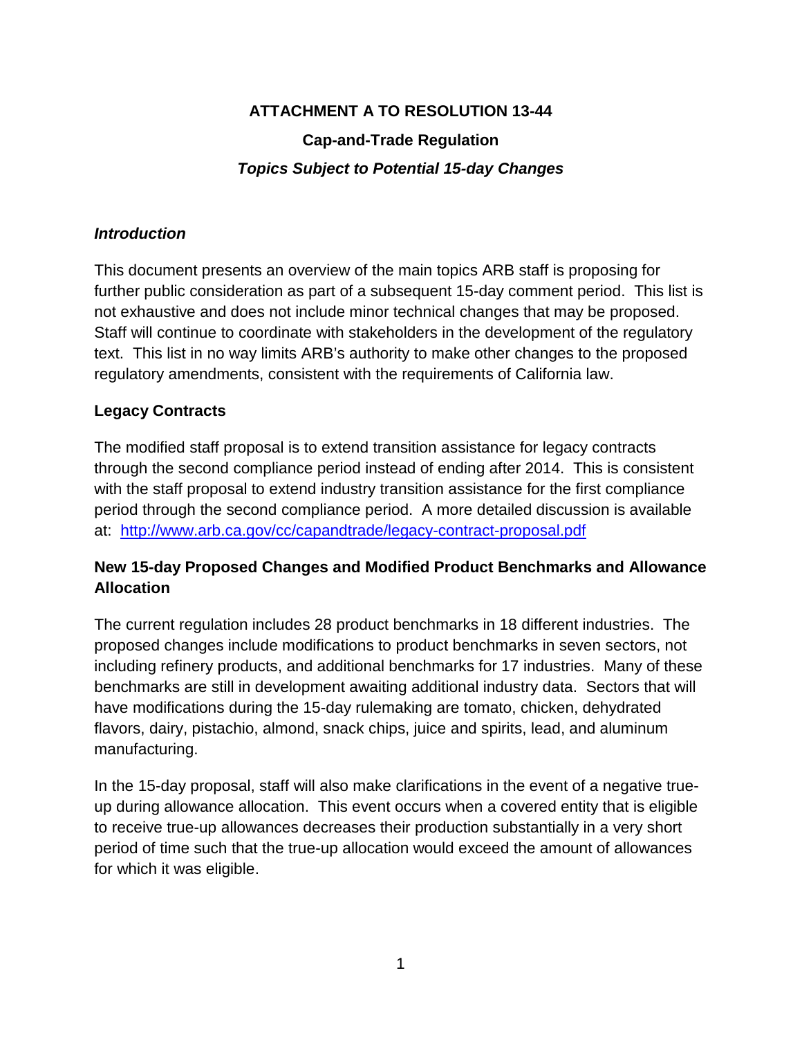# ATTACHMENT A TO RESOLUTION 13-44

## Cap-and-Trade Regulation

### *Topics Subject to Potential 15-day Changes*

***Introduction***

This document presents an overview of the main topics ARB staff is proposing for further public consideration as part of a subsequent 15-day comment period. This list is not exhaustive and does not include minor technical changes that may be proposed. Staff will continue to coordinate with stakeholders in the development of the regulatory text. This list in no way limits ARB's authority to make other changes to the proposed regulatory amendments, consistent with the requirements of California law.

**Legacy Contracts**

The modified staff proposal is to extend transition assistance for legacy contracts through the second compliance period instead of ending after 2014. This is consistent with the staff proposal to extend industry transition assistance for the first compliance period through the second compliance period. A more detailed discussion is available at: [http://www.arb.ca.gov/cc/capandtrade/legacy-contract-proposal.pdf](http://www.arb.ca.gov/cc/capandtrade/legacy-contract-proposal.pdf)

**New 15-day Proposed Changes and Modified Product Benchmarks and Allowance Allocation**

The current regulation includes 28 product benchmarks in 18 different industries. The proposed changes include modifications to product benchmarks in seven sectors, not including refinery products, and additional benchmarks for 17 industries. Many of these benchmarks are still in development awaiting additional industry data. Sectors that will have modifications during the 15-day rulemaking are tomato, chicken, dehydrated flavors, dairy, pistachio, almond, snack chips, juice and spirits, lead, and aluminum manufacturing.

In the 15-day proposal, staff will also make clarifications in the event of a negative true-up during allowance allocation. This event occurs when a covered entity that is eligible to receive true-up allowances decreases their production substantially in a very short period of time such that the true-up allocation would exceed the amount of allowances for which it was eligible.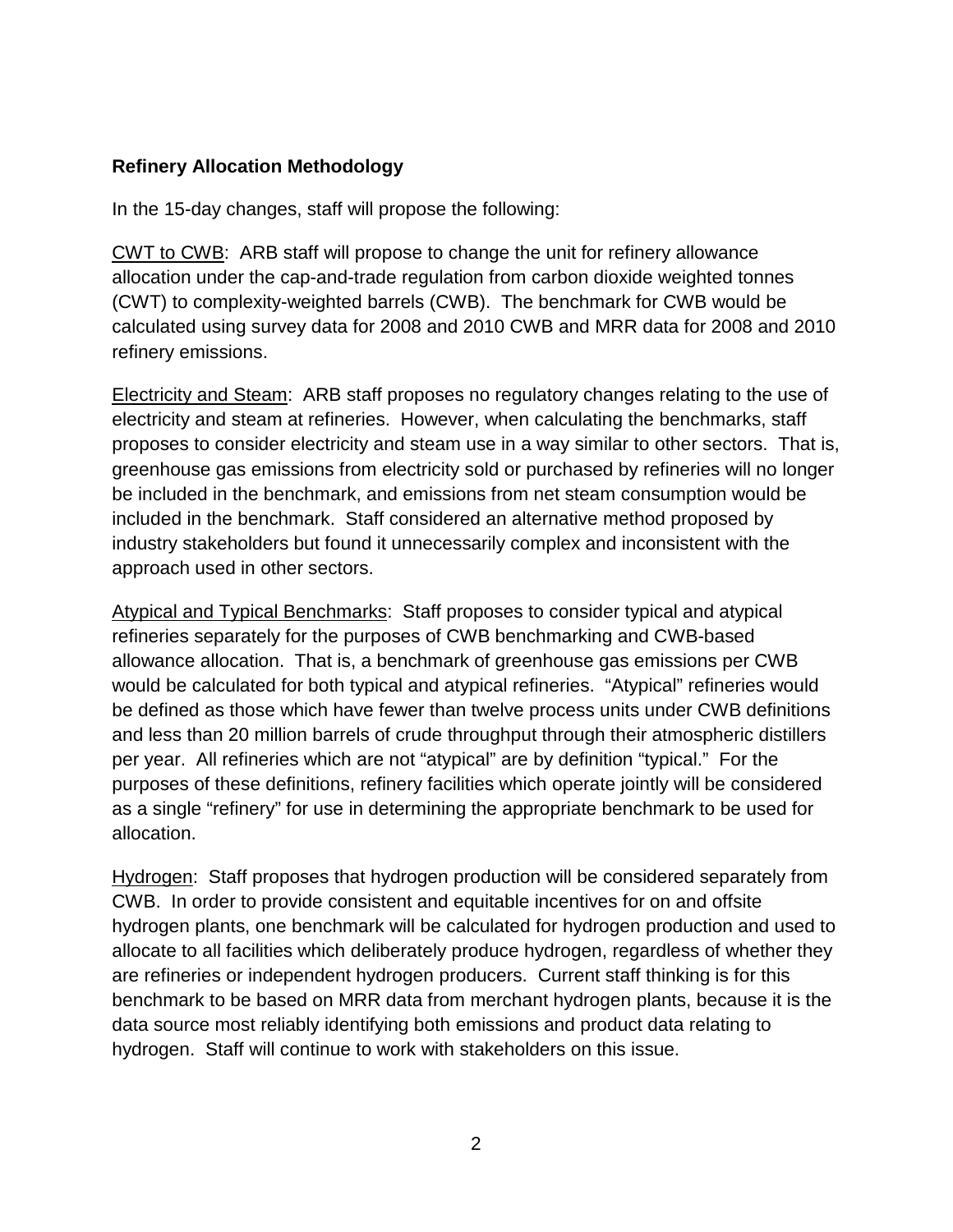**Refinery Allocation Methodology**

In the 15-day changes, staff will propose the following:

<u>CWT to CWB</u>: ARB staff will propose to change the unit for refinery allowance allocation under the cap-and-trade regulation from carbon dioxide weighted tonnes (CWT) to complexity-weighted barrels (CWB). The benchmark for CWB would be calculated using survey data for 2008 and 2010 CWB and MRR data for 2008 and 2010 refinery emissions.

<u>Electricity and Steam</u>: ARB staff proposes no regulatory changes relating to the use of electricity and steam at refineries. However, when calculating the benchmarks, staff proposes to consider electricity and steam use in a way similar to other sectors. That is, greenhouse gas emissions from electricity sold or purchased by refineries will no longer be included in the benchmark, and emissions from net steam consumption would be included in the benchmark. Staff considered an alternative method proposed by industry stakeholders but found it unnecessarily complex and inconsistent with the approach used in other sectors.

<u>Atypical and Typical Benchmarks</u>: Staff proposes to consider typical and atypical refineries separately for the purposes of CWB benchmarking and CWB-based allowance allocation. That is, a benchmark of greenhouse gas emissions per CWB would be calculated for both typical and atypical refineries. "Atypical" refineries would be defined as those which have fewer than twelve process units under CWB definitions and less than 20 million barrels of crude throughput through their atmospheric distillers per year. All refineries which are not "atypical" are by definition "typical." For the purposes of these definitions, refinery facilities which operate jointly will be considered as a single "refinery" for use in determining the appropriate benchmark to be used for allocation.

<u>Hydrogen</u>: Staff proposes that hydrogen production will be considered separately from CWB. In order to provide consistent and equitable incentives for on and offsite hydrogen plants, one benchmark will be calculated for hydrogen production and used to allocate to all facilities which deliberately produce hydrogen, regardless of whether they are refineries or independent hydrogen producers. Current staff thinking is for this benchmark to be based on MRR data from merchant hydrogen plants, because it is the data source most reliably identifying both emissions and product data relating to hydrogen. Staff will continue to work with stakeholders on this issue.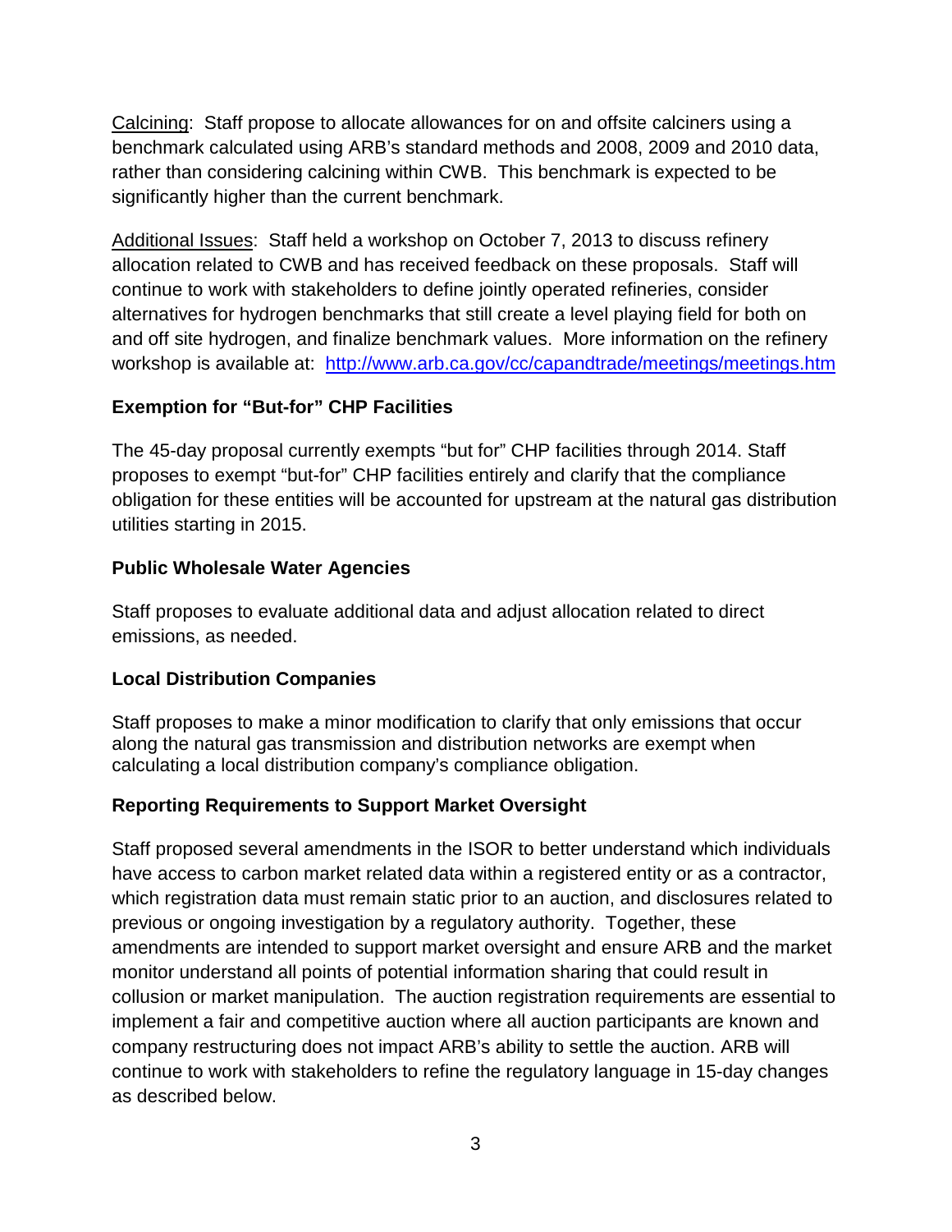Calcining: Staff propose to allocate allowances for on and offsite calciners using a benchmark calculated using ARB's standard methods and 2008, 2009 and 2010 data, rather than considering calcining within CWB. This benchmark is expected to be significantly higher than the current benchmark.

Additional Issues: Staff held a workshop on October 7, 2013 to discuss refinery allocation related to CWB and has received feedback on these proposals. Staff will continue to work with stakeholders to define jointly operated refineries, consider alternatives for hydrogen benchmarks that still create a level playing field for both on and off site hydrogen, and finalize benchmark values. More information on the refinery workshop is available at: http://www.arb.ca.gov/cc/capandtrade/meetings/meetings.htm

**Exemption for "But-for" CHP Facilities**

The 45-day proposal currently exempts "but for" CHP facilities through 2014. Staff proposes to exempt "but-for" CHP facilities entirely and clarify that the compliance obligation for these entities will be accounted for upstream at the natural gas distribution utilities starting in 2015.

**Public Wholesale Water Agencies**

Staff proposes to evaluate additional data and adjust allocation related to direct emissions, as needed.

**Local Distribution Companies**

Staff proposes to make a minor modification to clarify that only emissions that occur along the natural gas transmission and distribution networks are exempt when calculating a local distribution company's compliance obligation.

**Reporting Requirements to Support Market Oversight**

Staff proposed several amendments in the ISOR to better understand which individuals have access to carbon market related data within a registered entity or as a contractor, which registration data must remain static prior to an auction, and disclosures related to previous or ongoing investigation by a regulatory authority. Together, these amendments are intended to support market oversight and ensure ARB and the market monitor understand all points of potential information sharing that could result in collusion or market manipulation. The auction registration requirements are essential to implement a fair and competitive auction where all auction participants are known and company restructuring does not impact ARB's ability to settle the auction. ARB will continue to work with stakeholders to refine the regulatory language in 15-day changes as described below.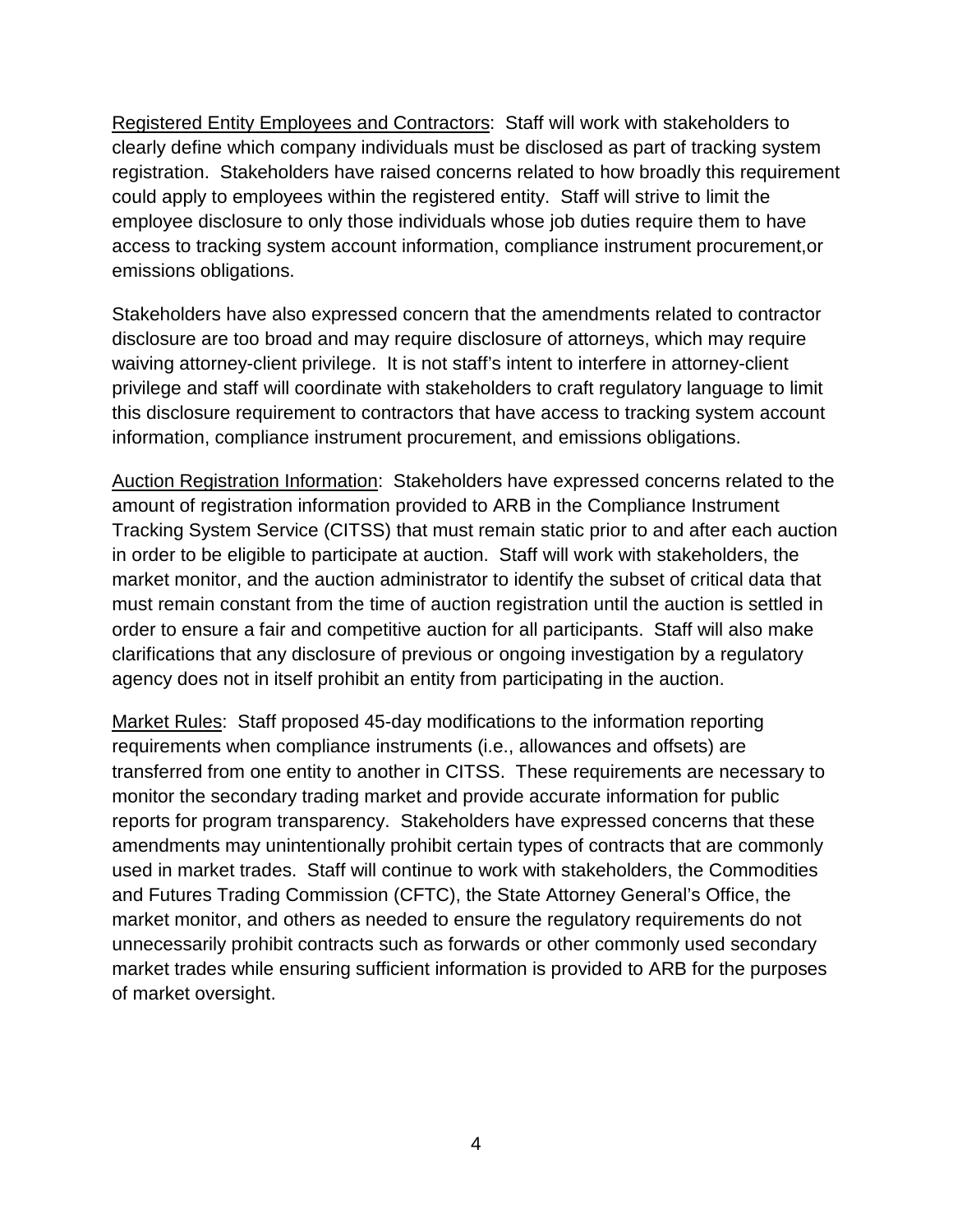Registered Entity Employees and Contractors: Staff will work with stakeholders to clearly define which company individuals must be disclosed as part of tracking system registration. Stakeholders have raised concerns related to how broadly this requirement could apply to employees within the registered entity. Staff will strive to limit the employee disclosure to only those individuals whose job duties require them to have access to tracking system account information, compliance instrument procurement,or emissions obligations.

Stakeholders have also expressed concern that the amendments related to contractor disclosure are too broad and may require disclosure of attorneys, which may require waiving attorney-client privilege. It is not staff's intent to interfere in attorney-client privilege and staff will coordinate with stakeholders to craft regulatory language to limit this disclosure requirement to contractors that have access to tracking system account information, compliance instrument procurement, and emissions obligations.

Auction Registration Information: Stakeholders have expressed concerns related to the amount of registration information provided to ARB in the Compliance Instrument Tracking System Service (CITSS) that must remain static prior to and after each auction in order to be eligible to participate at auction. Staff will work with stakeholders, the market monitor, and the auction administrator to identify the subset of critical data that must remain constant from the time of auction registration until the auction is settled in order to ensure a fair and competitive auction for all participants. Staff will also make clarifications that any disclosure of previous or ongoing investigation by a regulatory agency does not in itself prohibit an entity from participating in the auction.

Market Rules: Staff proposed 45-day modifications to the information reporting requirements when compliance instruments (i.e., allowances and offsets) are transferred from one entity to another in CITSS. These requirements are necessary to monitor the secondary trading market and provide accurate information for public reports for program transparency. Stakeholders have expressed concerns that these amendments may unintentionally prohibit certain types of contracts that are commonly used in market trades. Staff will continue to work with stakeholders, the Commodities and Futures Trading Commission (CFTC), the State Attorney General's Office, the market monitor, and others as needed to ensure the regulatory requirements do not unnecessarily prohibit contracts such as forwards or other commonly used secondary market trades while ensuring sufficient information is provided to ARB for the purposes of market oversight.